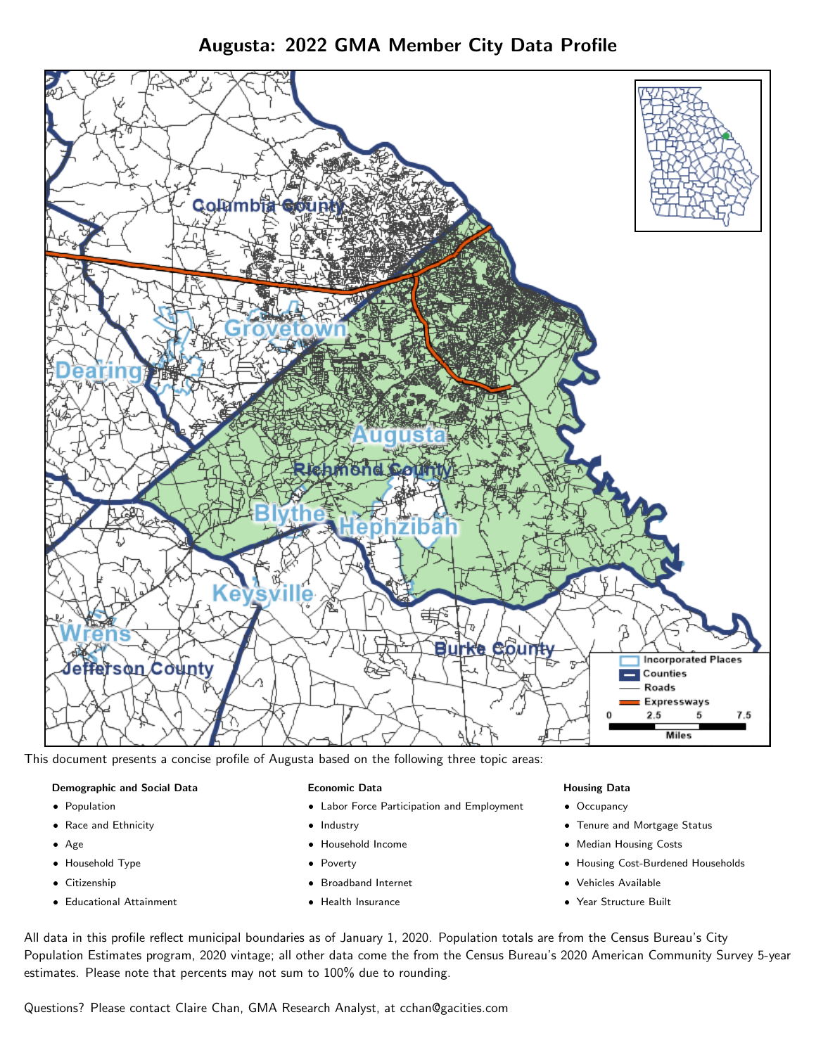# Augusta: 2022 GMA Member City Data Profile

This document presents a concise profile of Augusta based on the following three topic areas:

**Demographic and Social Data**

- Population
- Race and Ethnicity
- Age
- Household Type
- Citizenship
- Educational Attainment

**Economic Data**

- Labor Force Participation and Employment
- Industry
- Household Income
- Poverty
- Broadband Internet
- Health Insurance

**Housing Data**

- Occupancy
- Tenure and Mortgage Status
- Median Housing Costs
- Housing Cost-Burdened Households
- Vehicles Available
- Year Structure Built

All data in this profile reflect municipal boundaries as of January 1, 2020. Population totals are from the Census Bureau's City Population Estimates program, 2020 vintage; all other data come the from the Census Bureau's 2020 American Community Survey 5-year estimates. Please note that percents may not sum to 100% due to rounding.

Questions? Please contact Claire Chan, GMA Research Analyst, at cchan@gacities.com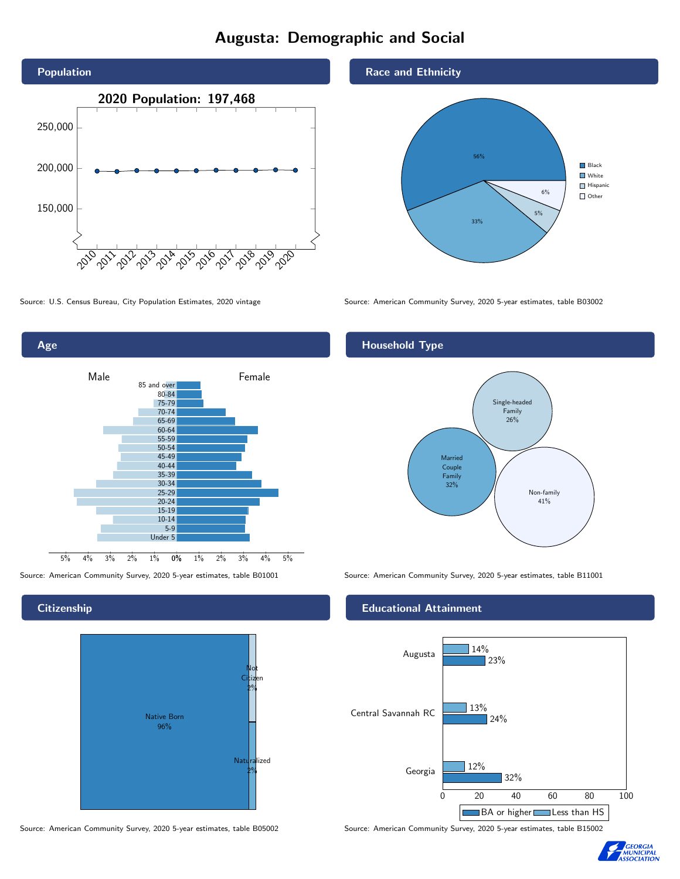# Augusta: Demographic and Social

## Population

2020 Population: 197,468

Source: U.S. Census Bureau, City Population Estimates, 2020 vintage

## Race and Ethnicity

| Race/Ethnicity | Percent |
|---|---|
| Black | 56% |
| White | 33% |
| Hispanic | 5% |
| Other | 6% |

Source: American Community Survey, 2020 5-year estimates, table B03002

## Age

Male / Female

85 and over, 80-84, 75-79, 70-74, 65-69, 60-64, 55-59, 50-54, 45-49, 40-44, 35-39, 30-34, 25-29, 20-24, 15-19, 10-14, 5-9, Under 5

Source: American Community Survey, 2020 5-year estimates, table B01001

## Household Type

| Household Type | Percent |
|---|---|
| Single-headed Family | 26% |
| Married Couple Family | 32% |
| Non-family | 41% |

Source: American Community Survey, 2020 5-year estimates, table B11001

## Citizenship

| Citizenship | Percent |
|---|---|
| Native Born | 96% |
| Not Citizen | 2% |
| Naturalized | 2% |

Source: American Community Survey, 2020 5-year estimates, table B05002

## Educational Attainment

| | Less than HS | BA or higher |
|---|---|---|
| Augusta | 14% | 23% |
| Central Savannah RC | 13% | 24% |
| Georgia | 12% | 32% |

Source: American Community Survey, 2020 5-year estimates, table B15002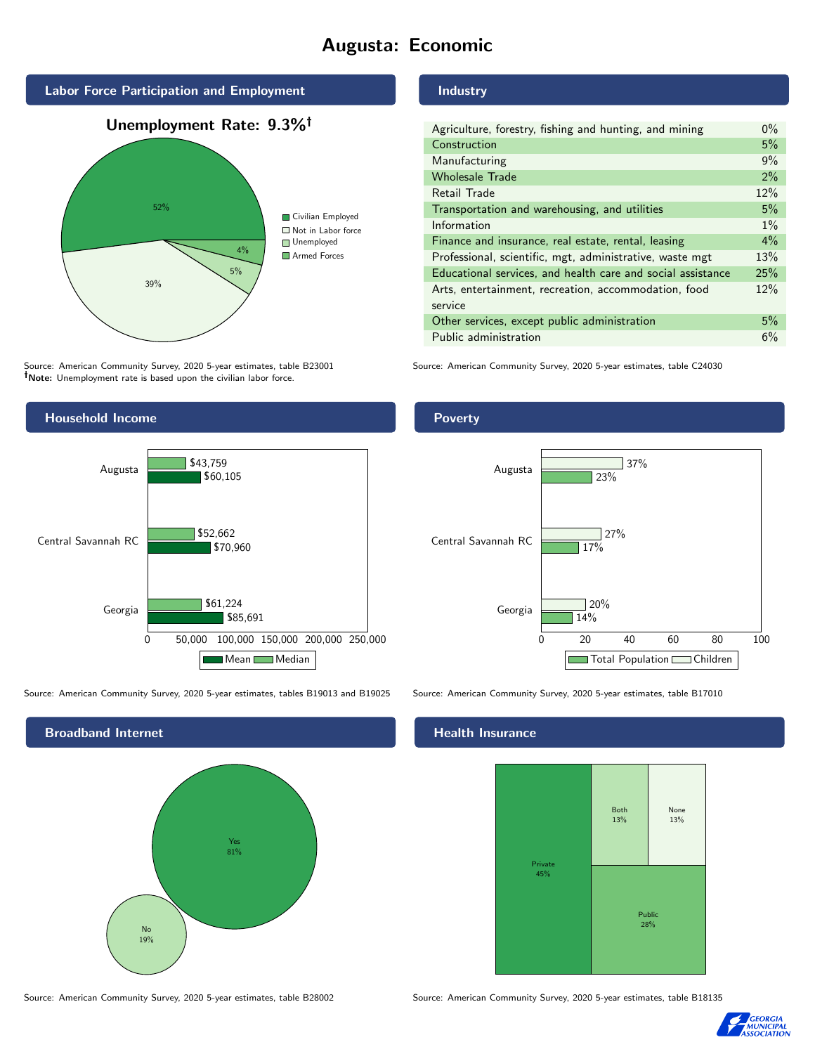# Augusta: Economic

## Labor Force Participation and Employment

**Unemployment Rate: 9.3%†**

| Category | Percent |
| --- | --- |
| Civilian Employed | 52% |
| Not in Labor force | 39% |
| Unemployed | 5% |
| Armed Forces | 4% |

Source: American Community Survey, 2020 5-year estimates, table B23001
**†Note:** Unemployment rate is based upon the civilian labor force.

## Industry

| Industry | Percent |
| --- | --- |
| Agriculture, forestry, fishing and hunting, and mining | 0% |
| Construction | 5% |
| Manufacturing | 9% |
| Wholesale Trade | 2% |
| Retail Trade | 12% |
| Transportation and warehousing, and utilities | 5% |
| Information | 1% |
| Finance and insurance, real estate, rental, leasing | 4% |
| Professional, scientific, mgt, administrative, waste mgt | 13% |
| Educational services, and health care and social assistance | 25% |
| Arts, entertainment, recreation, accommodation, food service | 12% |
| Other services, except public administration | 5% |
| Public administration | 6% |

Source: American Community Survey, 2020 5-year estimates, table C24030

## Household Income

| | Median | Mean |
| --- | --- | --- |
| Augusta | $43,759 | $60,105 |
| Central Savannah RC | $52,662 | $70,960 |
| Georgia | $61,224 | $85,691 |

Source: American Community Survey, 2020 5-year estimates, tables B19013 and B19025

## Poverty

| | Children | Total Population |
| --- | --- | --- |
| Augusta | 37% | 23% |
| Central Savannah RC | 27% | 17% |
| Georgia | 20% | 14% |

Source: American Community Survey, 2020 5-year estimates, table B17010

## Broadband Internet

| | Percent |
| --- | --- |
| Yes | 81% |
| No | 19% |

Source: American Community Survey, 2020 5-year estimates, table B28002

## Health Insurance

| | Percent |
| --- | --- |
| Private | 45% |
| Public | 28% |
| Both | 13% |
| None | 13% |

Source: American Community Survey, 2020 5-year estimates, table B18135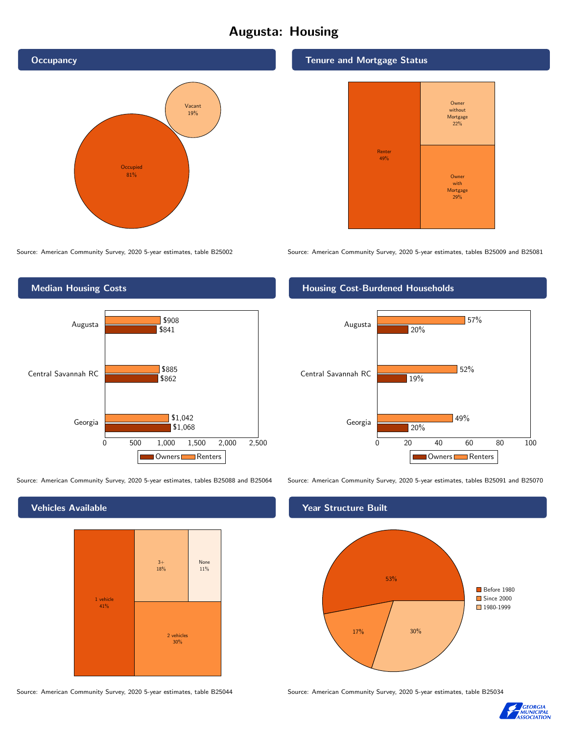# Augusta: Housing

## Occupancy

Vacant
19%

Occupied
81%

Source: American Community Survey, 2020 5-year estimates, table B25002

## Tenure and Mortgage Status

Renter
49%

Owner without Mortgage
22%

Owner with Mortgage
29%

Source: American Community Survey, 2020 5-year estimates, tables B25009 and B25081

## Median Housing Costs

Augusta
$908
$841

Central Savannah RC
$885
$862

Georgia
$1,042
$1,068

0
500
1,000
1,500
2,000
2,500

Owners
Renters

Source: American Community Survey, 2020 5-year estimates, tables B25088 and B25064

## Housing Cost-Burdened Households

Augusta
57%
20%

Central Savannah RC
52%
19%

Georgia
49%
20%

0
20
40
60
80
100

Owners
Renters

Source: American Community Survey, 2020 5-year estimates, tables B25091 and B25070

## Vehicles Available

1 vehicle
41%

3+
18%

None
11%

2 vehicles
30%

Source: American Community Survey, 2020 5-year estimates, table B25044

## Year Structure Built

53%
17%
30%

Before 1980
Since 2000
1980-1999

Source: American Community Survey, 2020 5-year estimates, table B25034

GEORGIA MUNICIPAL ASSOCIATION